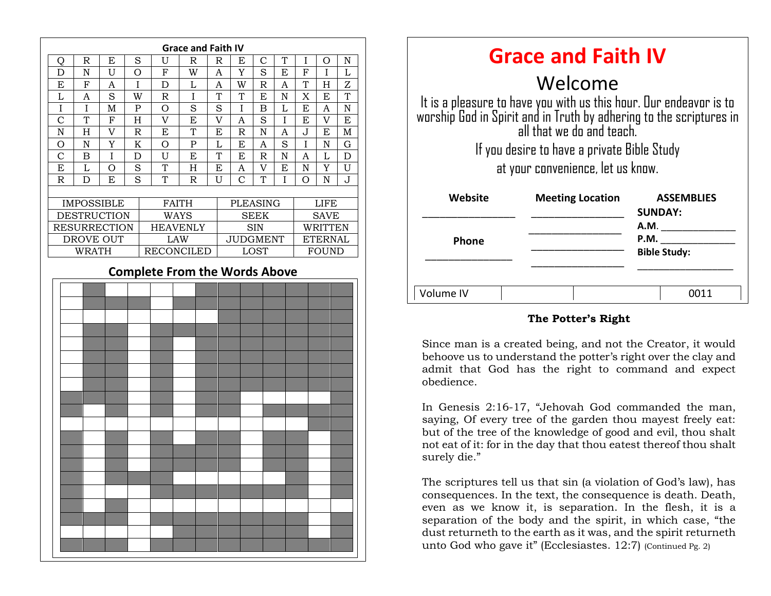## Grace and Faith IV

| | | | | | | | | | | | | |
|---|---|---|---|---|---|---|---|---|---|---|---|---|
| Q | R | E | S | U | R | R | E | C | T | I | O | N |
| D | N | U | O | F | W | A | Y | S | E | F | I | L |
| E | F | A | I | D | L | A | W | R | A | T | H | Z |
| L | A | S | W | R | I | T | T | E | N | X | E | T |
| I | I | M | P | O | S | S | I | B | L | E | A | N |
| C | T | F | H | V | E | V | A | S | I | E | V | E |
| N | H | V | R | E | T | E | R | N | A | J | E | M |
| O | N | Y | K | O | P | L | E | A | S | I | N | G |
| C | B | I | D | U | E | T | E | R | N | A | L | D |
| E | L | O | S | T | H | E | A | V | E | N | Y | U |
| R | D | E | S | T | R | U | C | T | I | O | N | J |

| | | | |
|---|---|---|---|
| IMPOSSIBLE | FAITH | PLEASING | LIFE |
| DESTRUCTION | WAYS | SEEK | SAVE |
| RESURRECTION | HEAVENLY | SIN | WRITTEN |
| DROVE OUT | LAW | JUDGMENT | ETERNAL |
| WRATH | RECONCILED | LOST | FOUND |

### Complete From the Words Above

# Grace and Faith IV

## Welcome

It is a pleasure to have you with us this hour. Our endeavor is to worship God in Spirit and in Truth by adhering to the scriptures in all that we do and teach.

If you desire to have a private Bible Study at your convenience, let us know.

| Website | Meeting Location | ASSEMBLIES |
|---|---|---|
| _______________ | _______________ | **SUNDAY:** |
| | _______________ | **A.M.** _____________ |
| **Phone** | _______________ | **P.M.** _____________ |
| _______________ | _______________ | **Bible Study:** _____________ |

| Volume IV | | | 0011 |
|---|---|---|---|

### The Potter's Right

Since man is a created being, and not the Creator, it would behoove us to understand the potter's right over the clay and admit that God has the right to command and expect obedience.

In Genesis 2:16-17, "Jehovah God commanded the man, saying, Of every tree of the garden thou mayest freely eat: but of the tree of the knowledge of good and evil, thou shalt not eat of it: for in the day that thou eatest thereof thou shalt surely die."

The scriptures tell us that sin (a violation of God's law), has consequences. In the text, the consequence is death. Death, even as we know it, is separation. In the flesh, it is a separation of the body and the spirit, in which case, "the dust returneth to the earth as it was, and the spirit returneth unto God who gave it" (Ecclesiastes. 12:7) (Continued Pg. 2)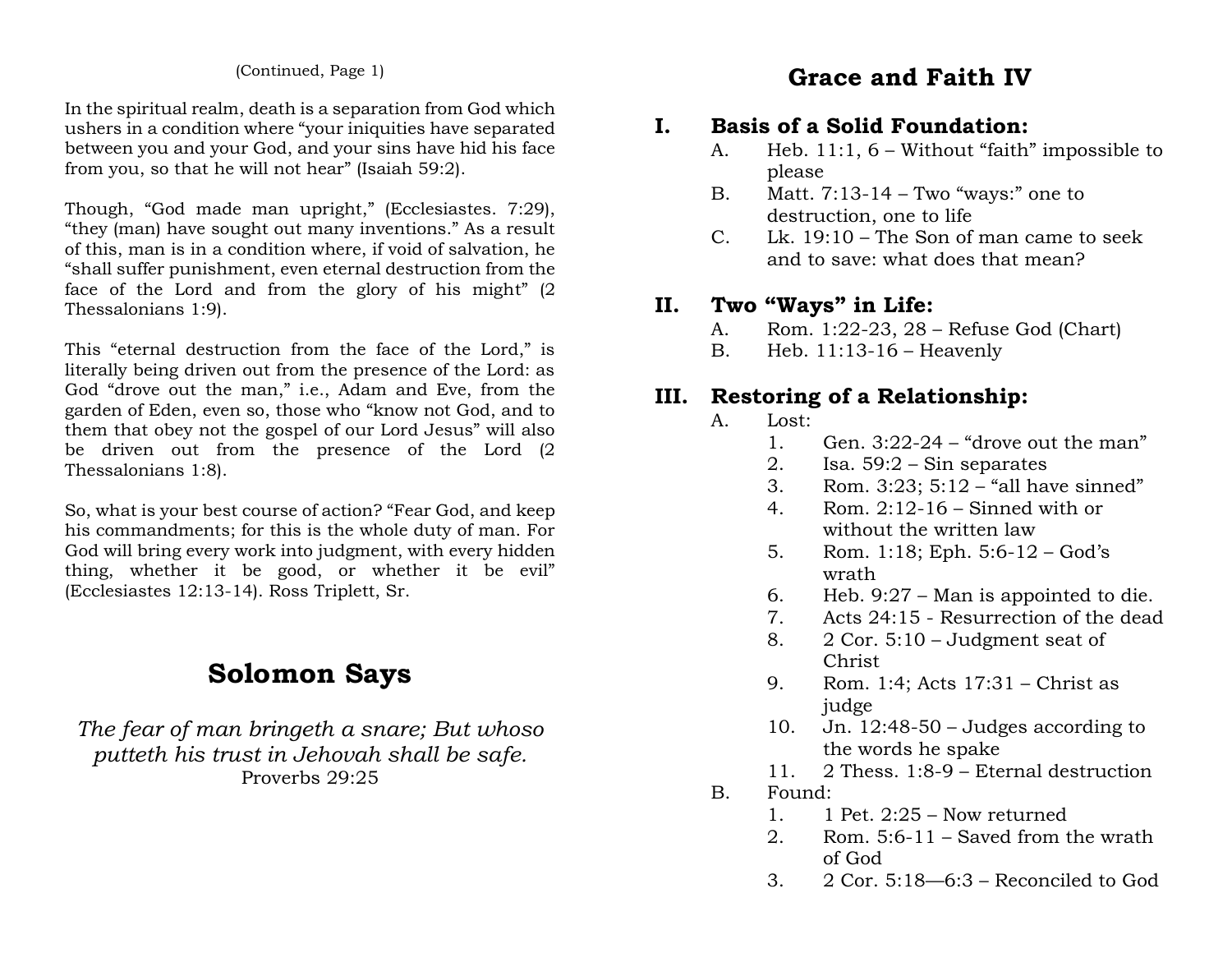(Continued, Page 1)

In the spiritual realm, death is a separation from God which ushers in a condition where “your iniquities have separated between you and your God, and your sins have hid his face from you, so that he will not hear” (Isaiah 59:2).

Though, “God made man upright,” (Ecclesiastes. 7:29), “they (man) have sought out many inventions.” As a result of this, man is in a condition where, if void of salvation, he “shall suffer punishment, even eternal destruction from the face of the Lord and from the glory of his might” (2 Thessalonians 1:9).

This “eternal destruction from the face of the Lord,” is literally being driven out from the presence of the Lord: as God “drove out the man,” i.e., Adam and Eve, from the garden of Eden, even so, those who “know not God, and to them that obey not the gospel of our Lord Jesus” will also be driven out from the presence of the Lord (2 Thessalonians 1:8).

So, what is your best course of action? “Fear God, and keep his commandments; for this is the whole duty of man. For God will bring every work into judgment, with every hidden thing, whether it be good, or whether it be evil” (Ecclesiastes 12:13-14). Ross Triplett, Sr.

# Solomon Says

*The fear of man bringeth a snare; But whoso putteth his trust in Jehovah shall be safe.*
Proverbs 29:25

# Grace and Faith IV

## I. Basis of a Solid Foundation:

- A. Heb. 11:1, 6 – Without “faith” impossible to please
- B. Matt. 7:13-14 – Two “ways:” one to destruction, one to life
- C. Lk. 19:10 – The Son of man came to seek and to save: what does that mean?

## II. Two “Ways” in Life:

- A. Rom. 1:22-23, 28 – Refuse God (Chart)
- B. Heb. 11:13-16 – Heavenly

## III. Restoring of a Relationship:

- A. Lost:
  1. Gen. 3:22-24 – “drove out the man”
  2. Isa. 59:2 – Sin separates
  3. Rom. 3:23; 5:12 – “all have sinned”
  4. Rom. 2:12-16 – Sinned with or without the written law
  5. Rom. 1:18; Eph. 5:6-12 – God’s wrath
  6. Heb. 9:27 – Man is appointed to die.
  7. Acts 24:15 - Resurrection of the dead
  8. 2 Cor. 5:10 – Judgment seat of Christ
  9. Rom. 1:4; Acts 17:31 – Christ as judge
  10. Jn. 12:48-50 – Judges according to the words he spake
  11. 2 Thess. 1:8-9 – Eternal destruction
- B. Found:
  1. 1 Pet. 2:25 – Now returned
  2. Rom. 5:6-11 – Saved from the wrath of God
  3. 2 Cor. 5:18—6:3 – Reconciled to God